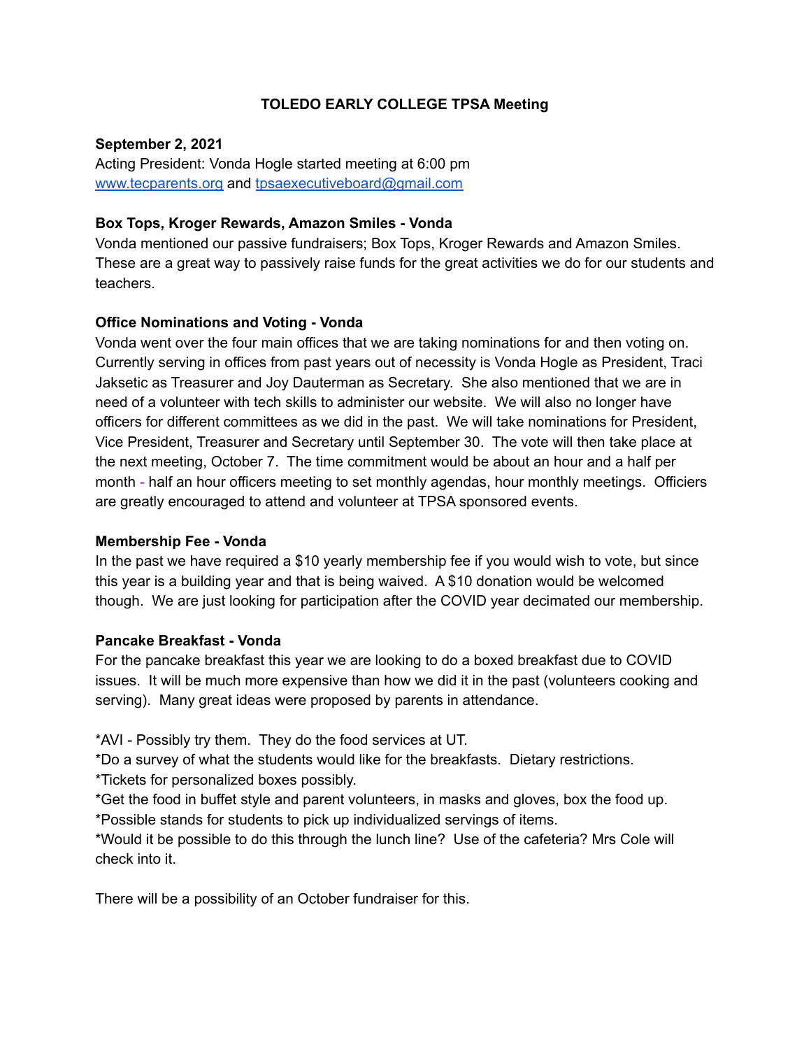# TOLEDO EARLY COLLEGE TPSA Meeting

**September 2, 2021**
Acting President: Vonda Hogle started meeting at 6:00 pm
[www.tecparents.org](http://www.tecparents.org) and [tpsaexecutiveboard@gmail.com](mailto:tpsaexecutiveboard@gmail.com)

**Box Tops, Kroger Rewards, Amazon Smiles - Vonda**
Vonda mentioned our passive fundraisers; Box Tops, Kroger Rewards and Amazon Smiles. These are a great way to passively raise funds for the great activities we do for our students and teachers.

**Office Nominations and Voting - Vonda**
Vonda went over the four main offices that we are taking nominations for and then voting on. Currently serving in offices from past years out of necessity is Vonda Hogle as President, Traci Jaksetic as Treasurer and Joy Dauterman as Secretary. She also mentioned that we are in need of a volunteer with tech skills to administer our website. We will also no longer have officers for different committees as we did in the past. We will take nominations for President, Vice President, Treasurer and Secretary until September 30. The vote will then take place at the next meeting, October 7. The time commitment would be about an hour and a half per month - half an hour officers meeting to set monthly agendas, hour monthly meetings. Officiers are greatly encouraged to attend and volunteer at TPSA sponsored events.

**Membership Fee - Vonda**
In the past we have required a $10 yearly membership fee if you would wish to vote, but since this year is a building year and that is being waived. A $10 donation would be welcomed though. We are just looking for participation after the COVID year decimated our membership.

**Pancake Breakfast - Vonda**
For the pancake breakfast this year we are looking to do a boxed breakfast due to COVID issues. It will be much more expensive than how we did it in the past (volunteers cooking and serving). Many great ideas were proposed by parents in attendance.

*AVI - Possibly try them. They do the food services at UT.
*Do a survey of what the students would like for the breakfasts. Dietary restrictions.
*Tickets for personalized boxes possibly.
*Get the food in buffet style and parent volunteers, in masks and gloves, box the food up.
*Possible stands for students to pick up individualized servings of items.
*Would it be possible to do this through the lunch line? Use of the cafeteria? Mrs Cole will check into it.

There will be a possibility of an October fundraiser for this.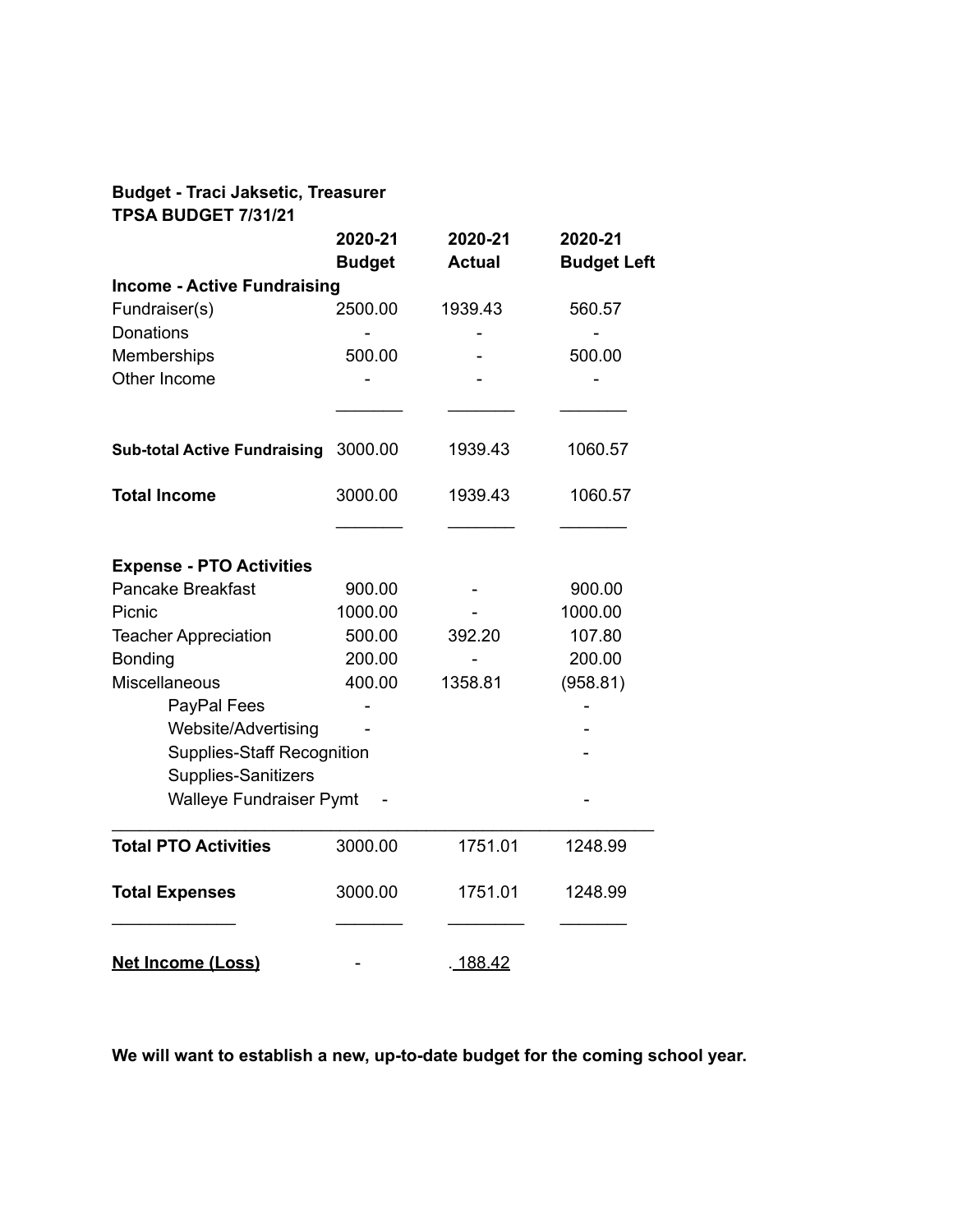**Budget - Traci Jaksetic, Treasurer**
**TPSA BUDGET 7/31/21**

| | 2020-21 Budget | 2020-21 Actual | 2020-21 Budget Left |
|---|---|---|---|
| **Income - Active Fundraising** | | | |
| Fundraiser(s) | 2500.00 | 1939.43 | 560.57 |
| Donations | - | - | - |
| Memberships | 500.00 | - | 500.00 |
| Other Income | - | - | - |
| **Sub-total Active Fundraising** | 3000.00 | 1939.43 | 1060.57 |
| **Total Income** | 3000.00 | 1939.43 | 1060.57 |
| **Expense - PTO Activities** | | | |
| Pancake Breakfast | 900.00 | - | 900.00 |
| Picnic | 1000.00 | - | 1000.00 |
| Teacher Appreciation | 500.00 | 392.20 | 107.80 |
| Bonding | 200.00 | - | 200.00 |
| Miscellaneous | 400.00 | 1358.81 | (958.81) |
| PayPal Fees | - | | - |
| Website/Advertising | - | | - |
| Supplies-Staff Recognition | | | - |
| Supplies-Sanitizers | | | |
| Walleye Fundraiser Pymt | - | | - |
| **Total PTO Activities** | 3000.00 | 1751.01 | 1248.99 |
| **Total Expenses** | 3000.00 | 1751.01 | 1248.99 |
| **Net Income (Loss)** | - | . 188.42 | |

**We will want to establish a new, up-to-date budget for the coming school year.**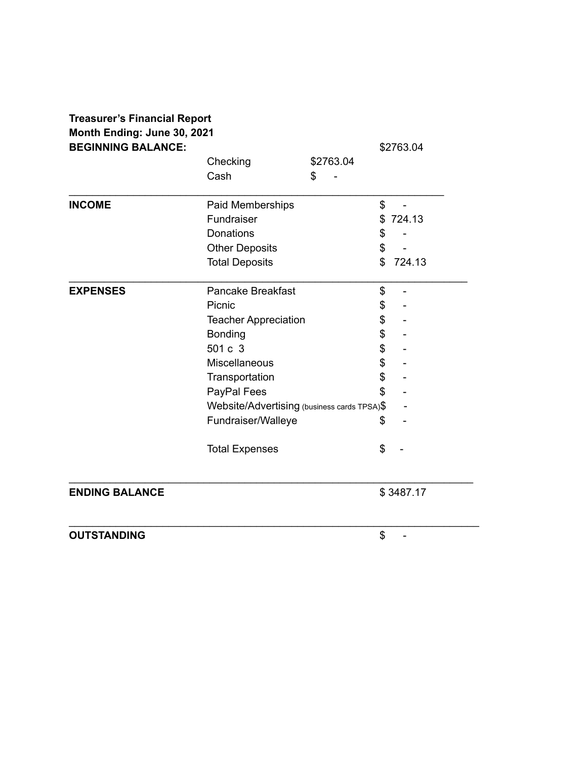**Treasurer's Financial Report**
**Month Ending: June 30, 2021**

| | | | |
|---|---|---|---|
| **BEGINNING BALANCE:** | | | $2763.04 |
| | Checking | $2763.04 | |
| | Cash | $ - | |
| **INCOME** | Paid Memberships | | $ - |
| | Fundraiser | | $ 724.13 |
| | Donations | | $ - |
| | Other Deposits | | $ - |
| | Total Deposits | | $ 724.13 |
| **EXPENSES** | Pancake Breakfast | | $ - |
| | Picnic | | $ - |
| | Teacher Appreciation | | $ - |
| | Bonding | | $ - |
| | 501 c 3 | | $ - |
| | Miscellaneous | | $ - |
| | Transportation | | $ - |
| | PayPal Fees | | $ - |
| | Website/Advertising (business cards TPSA) | | $ - |
| | Fundraiser/Walleye | | $ - |
| | Total Expenses | | $ - |
| **ENDING BALANCE** | | | $ 3487.17 |
| **OUTSTANDING** | | | $ - |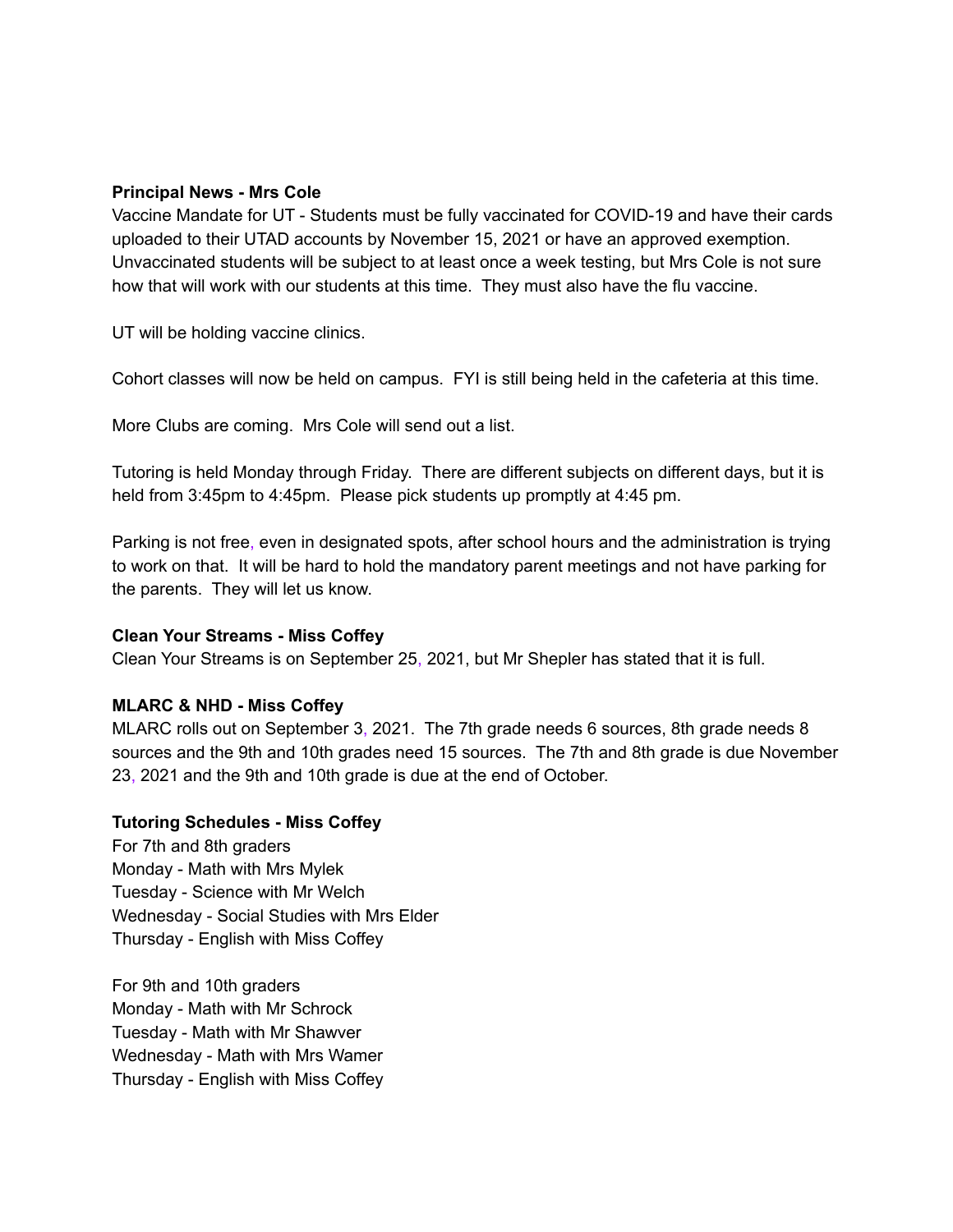**Principal News - Mrs Cole**

Vaccine Mandate for UT - Students must be fully vaccinated for COVID-19 and have their cards uploaded to their UTAD accounts by November 15, 2021 or have an approved exemption. Unvaccinated students will be subject to at least once a week testing, but Mrs Cole is not sure how that will work with our students at this time. They must also have the flu vaccine.

UT will be holding vaccine clinics.

Cohort classes will now be held on campus. FYI is still being held in the cafeteria at this time.

More Clubs are coming. Mrs Cole will send out a list.

Tutoring is held Monday through Friday. There are different subjects on different days, but it is held from 3:45pm to 4:45pm. Please pick students up promptly at 4:45 pm.

Parking is not free, even in designated spots, after school hours and the administration is trying to work on that. It will be hard to hold the mandatory parent meetings and not have parking for the parents. They will let us know.

**Clean Your Streams - Miss Coffey**

Clean Your Streams is on September 25, 2021, but Mr Shepler has stated that it is full.

**MLARC & NHD - Miss Coffey**

MLARC rolls out on September 3, 2021. The 7th grade needs 6 sources, 8th grade needs 8 sources and the 9th and 10th grades need 15 sources. The 7th and 8th grade is due November 23, 2021 and the 9th and 10th grade is due at the end of October.

**Tutoring Schedules - Miss Coffey**

For 7th and 8th graders
Monday - Math with Mrs Mylek
Tuesday - Science with Mr Welch
Wednesday - Social Studies with Mrs Elder
Thursday - English with Miss Coffey

For 9th and 10th graders
Monday - Math with Mr Schrock
Tuesday - Math with Mr Shawver
Wednesday - Math with Mrs Wamer
Thursday - English with Miss Coffey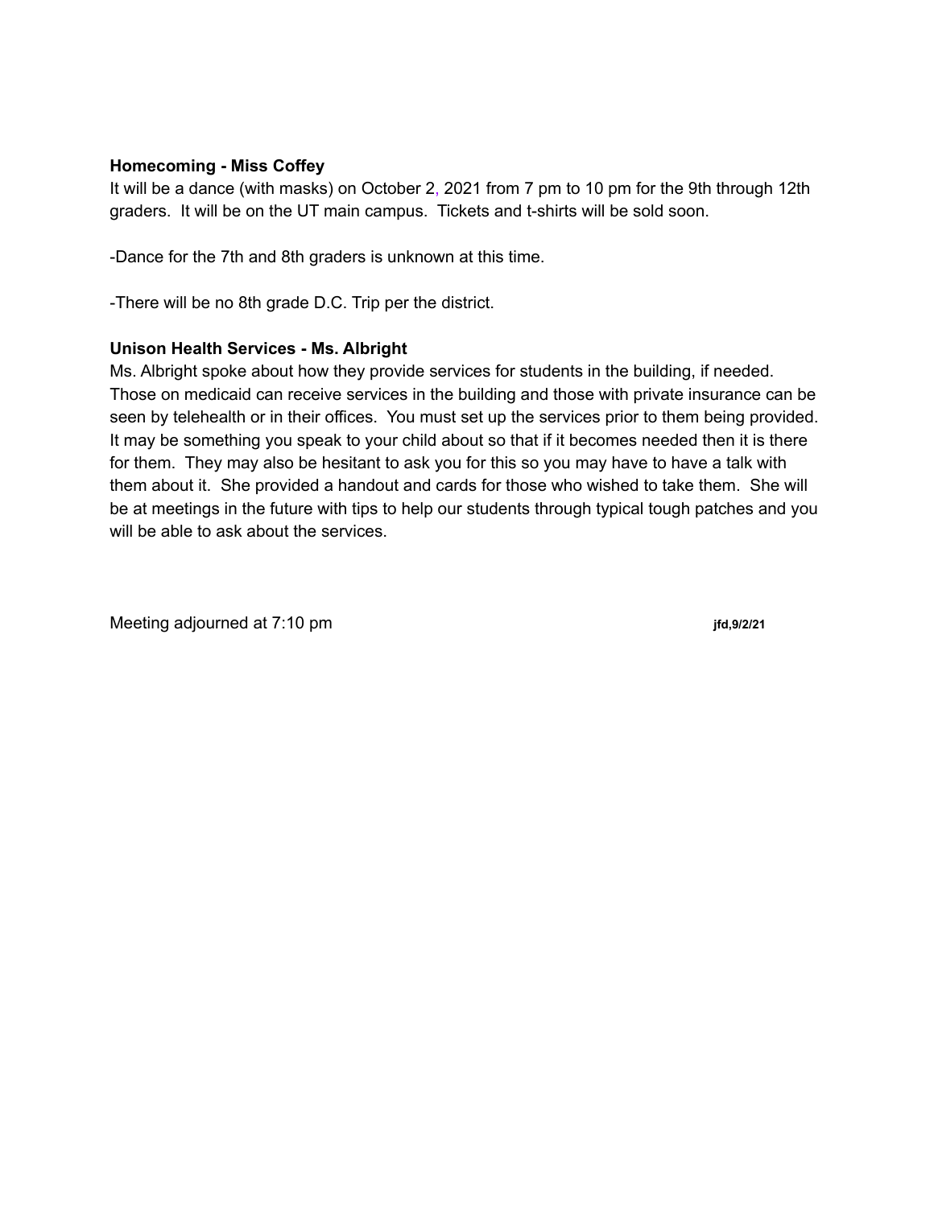**Homecoming - Miss Coffey**

It will be a dance (with masks) on October 2, 2021 from 7 pm to 10 pm for the 9th through 12th graders. It will be on the UT main campus. Tickets and t-shirts will be sold soon.

-Dance for the 7th and 8th graders is unknown at this time.

-There will be no 8th grade D.C. Trip per the district.

**Unison Health Services - Ms. Albright**

Ms. Albright spoke about how they provide services for students in the building, if needed. Those on medicaid can receive services in the building and those with private insurance can be seen by telehealth or in their offices. You must set up the services prior to them being provided. It may be something you speak to your child about so that if it becomes needed then it is there for them. They may also be hesitant to ask you for this so you may have to have a talk with them about it. She provided a handout and cards for those who wished to take them. She will be at meetings in the future with tips to help our students through typical tough patches and you will be able to ask about the services.

Meeting adjourned at 7:10 pm **jfd,9/2/21**